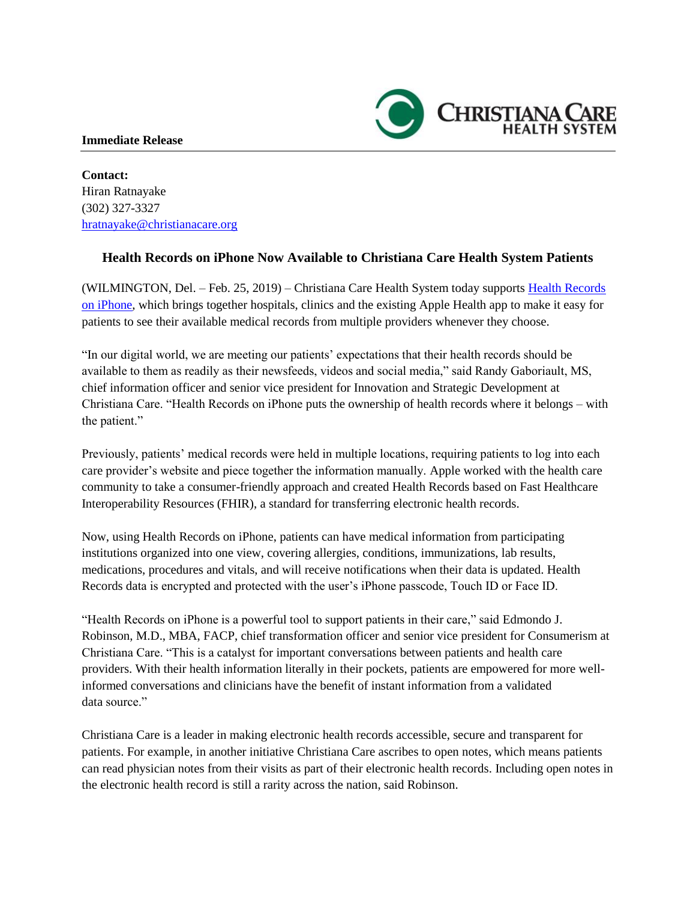**Immediate Release**

**Contact:**
Hiran Ratnayake
(302) 327-3327
hratnayake@christianacare.org

## Health Records on iPhone Now Available to Christiana Care Health System Patients

(WILMINGTON, Del. – Feb. 25, 2019) – Christiana Care Health System today supports Health Records on iPhone, which brings together hospitals, clinics and the existing Apple Health app to make it easy for patients to see their available medical records from multiple providers whenever they choose.

"In our digital world, we are meeting our patients' expectations that their health records should be available to them as readily as their newsfeeds, videos and social media," said Randy Gaboriault, MS, chief information officer and senior vice president for Innovation and Strategic Development at Christiana Care. "Health Records on iPhone puts the ownership of health records where it belongs – with the patient."

Previously, patients' medical records were held in multiple locations, requiring patients to log into each care provider's website and piece together the information manually. Apple worked with the health care community to take a consumer-friendly approach and created Health Records based on Fast Healthcare Interoperability Resources (FHIR), a standard for transferring electronic health records.

Now, using Health Records on iPhone, patients can have medical information from participating institutions organized into one view, covering allergies, conditions, immunizations, lab results, medications, procedures and vitals, and will receive notifications when their data is updated. Health Records data is encrypted and protected with the user's iPhone passcode, Touch ID or Face ID.

"Health Records on iPhone is a powerful tool to support patients in their care," said Edmondo J. Robinson, M.D., MBA, FACP, chief transformation officer and senior vice president for Consumerism at Christiana Care. "This is a catalyst for important conversations between patients and health care providers. With their health information literally in their pockets, patients are empowered for more well-informed conversations and clinicians have the benefit of instant information from a validated data source."

Christiana Care is a leader in making electronic health records accessible, secure and transparent for patients. For example, in another initiative Christiana Care ascribes to open notes, which means patients can read physician notes from their visits as part of their electronic health records. Including open notes in the electronic health record is still a rarity across the nation, said Robinson.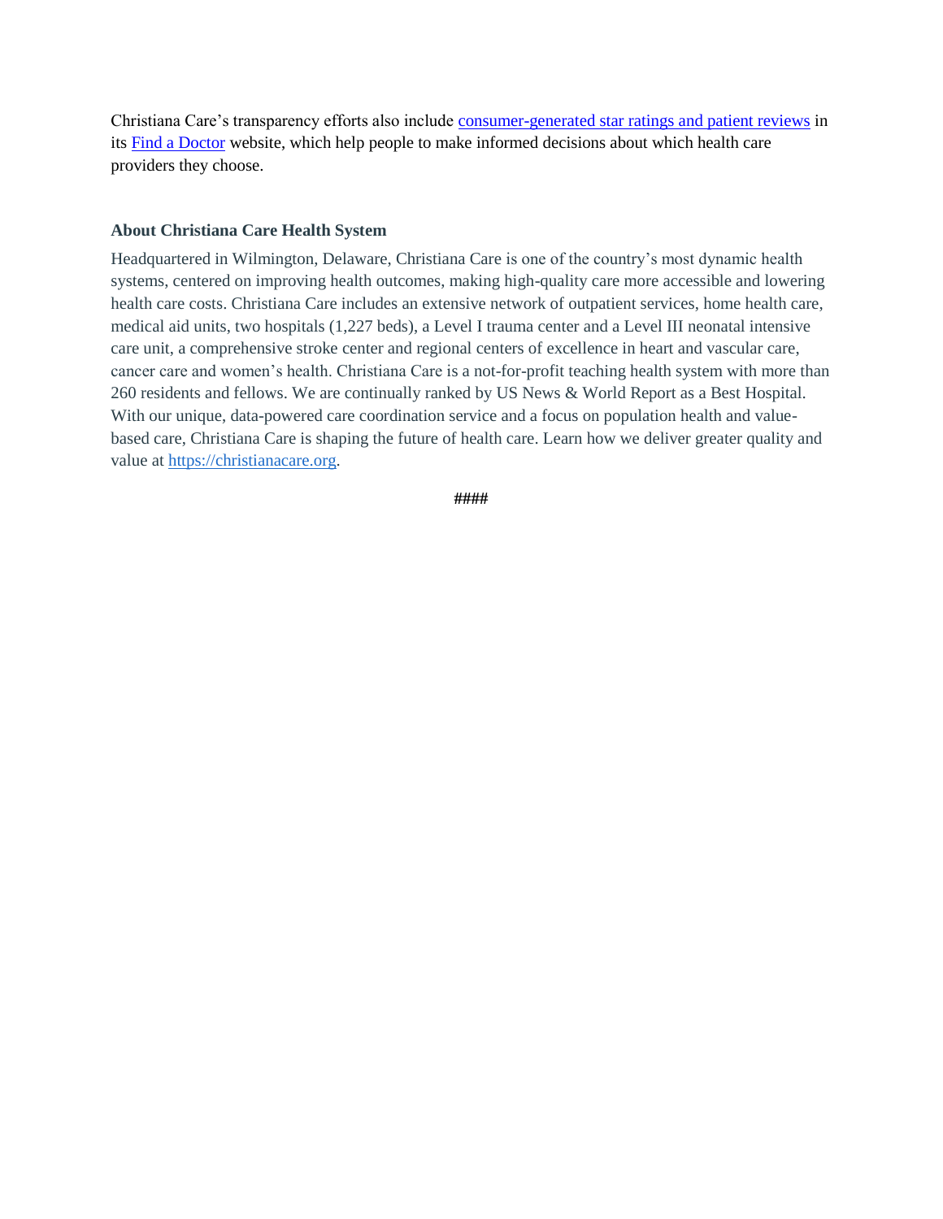Christiana Care's transparency efforts also include [consumer-generated star ratings and patient reviews]() in its [Find a Doctor]() website, which help people to make informed decisions about which health care providers they choose.

**About Christiana Care Health System**

Headquartered in Wilmington, Delaware, Christiana Care is one of the country's most dynamic health systems, centered on improving health outcomes, making high-quality care more accessible and lowering health care costs. Christiana Care includes an extensive network of outpatient services, home health care, medical aid units, two hospitals (1,227 beds), a Level I trauma center and a Level III neonatal intensive care unit, a comprehensive stroke center and regional centers of excellence in heart and vascular care, cancer care and women's health. Christiana Care is a not-for-profit teaching health system with more than 260 residents and fellows. We are continually ranked by US News & World Report as a Best Hospital. With our unique, data-powered care coordination service and a focus on population health and value-based care, Christiana Care is shaping the future of health care. Learn how we deliver greater quality and value at [https://christianacare.org](https://christianacare.org).

####